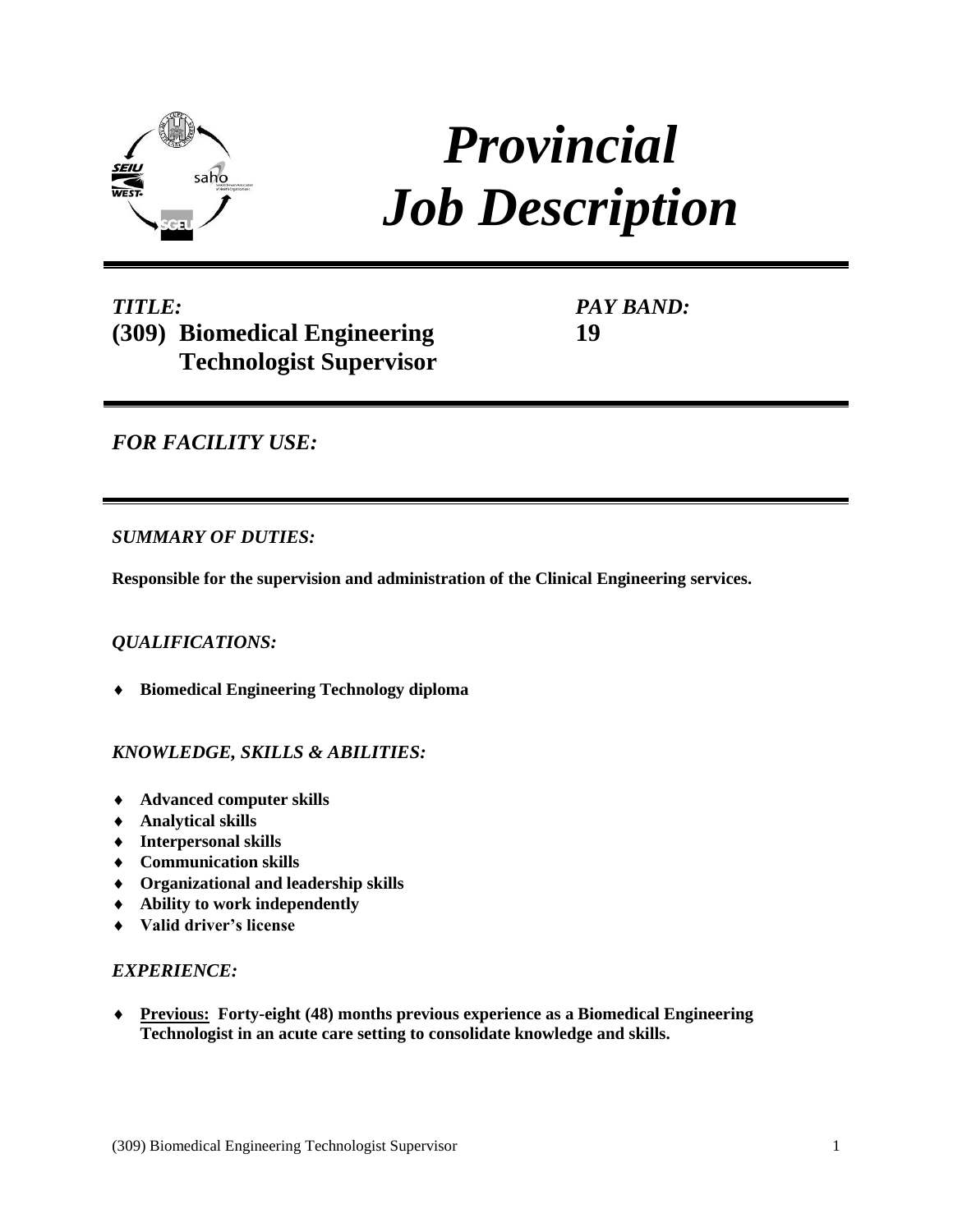# *Provincial Job Description*

***TITLE:***
**(309) Biomedical Engineering Technologist Supervisor**

***PAY BAND:***
**19**

---

***FOR FACILITY USE:***

---

### *SUMMARY OF DUTIES:*

**Responsible for the supervision and administration of the Clinical Engineering services.**

### *QUALIFICATIONS:*

- **Biomedical Engineering Technology diploma**

### *KNOWLEDGE, SKILLS & ABILITIES:*

- **Advanced computer skills**
- **Analytical skills**
- **Interpersonal skills**
- **Communication skills**
- **Organizational and leadership skills**
- **Ability to work independently**
- **Valid driver's license**

### *EXPERIENCE:*

- **<u>Previous:</u> Forty-eight (48) months previous experience as a Biomedical Engineering Technologist in an acute care setting to consolidate knowledge and skills.**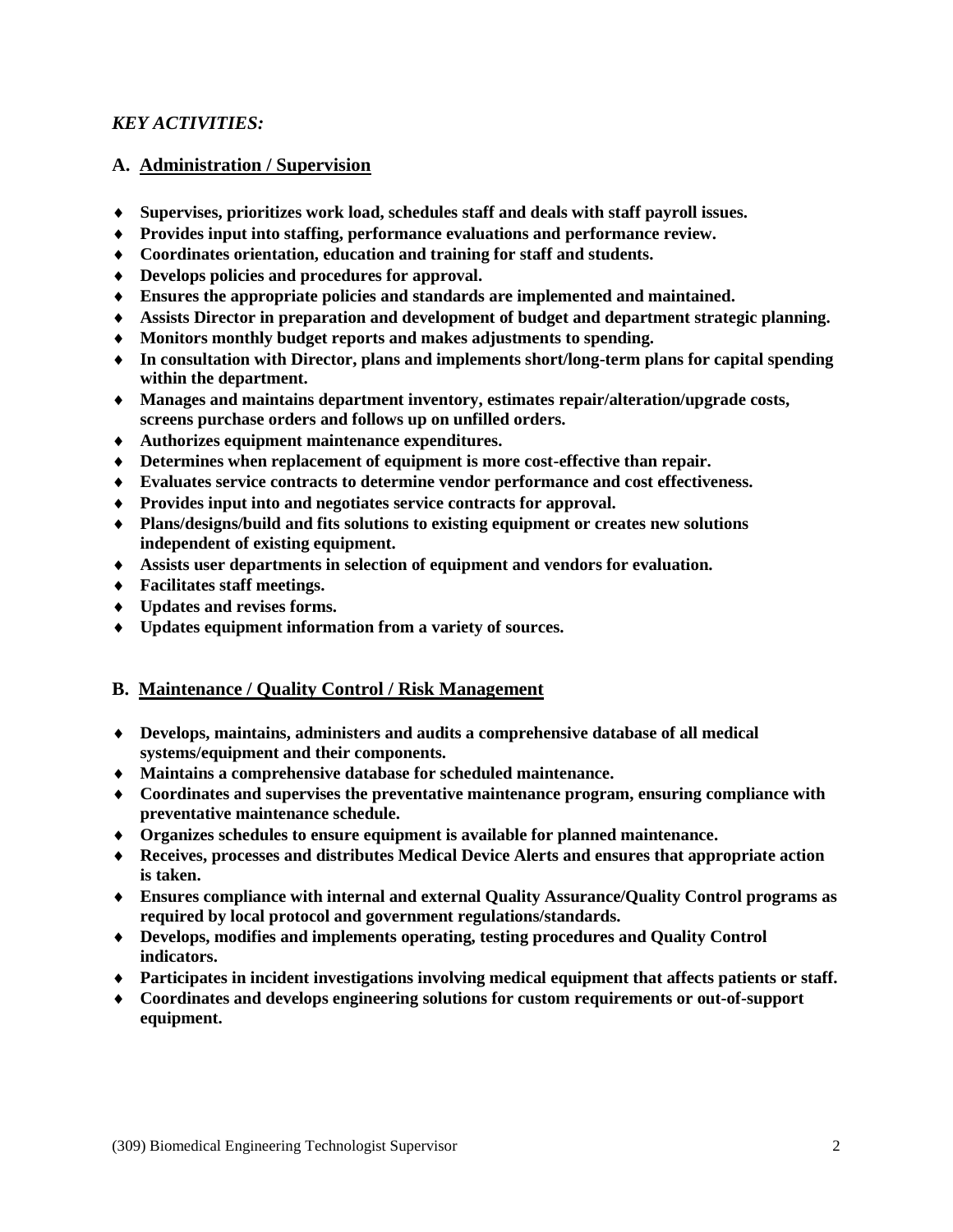### *KEY ACTIVITIES:*

### A. Administration / Supervision

- **Supervises, prioritizes work load, schedules staff and deals with staff payroll issues.**
- **Provides input into staffing, performance evaluations and performance review.**
- **Coordinates orientation, education and training for staff and students.**
- **Develops policies and procedures for approval.**
- **Ensures the appropriate policies and standards are implemented and maintained.**
- **Assists Director in preparation and development of budget and department strategic planning.**
- **Monitors monthly budget reports and makes adjustments to spending.**
- **In consultation with Director, plans and implements short/long-term plans for capital spending within the department.**
- **Manages and maintains department inventory, estimates repair/alteration/upgrade costs, screens purchase orders and follows up on unfilled orders.**
- **Authorizes equipment maintenance expenditures.**
- **Determines when replacement of equipment is more cost-effective than repair.**
- **Evaluates service contracts to determine vendor performance and cost effectiveness.**
- **Provides input into and negotiates service contracts for approval.**
- **Plans/designs/build and fits solutions to existing equipment or creates new solutions independent of existing equipment.**
- **Assists user departments in selection of equipment and vendors for evaluation.**
- **Facilitates staff meetings.**
- **Updates and revises forms.**
- **Updates equipment information from a variety of sources.**

### B. Maintenance / Quality Control / Risk Management

- **Develops, maintains, administers and audits a comprehensive database of all medical systems/equipment and their components.**
- **Maintains a comprehensive database for scheduled maintenance.**
- **Coordinates and supervises the preventative maintenance program, ensuring compliance with preventative maintenance schedule.**
- **Organizes schedules to ensure equipment is available for planned maintenance.**
- **Receives, processes and distributes Medical Device Alerts and ensures that appropriate action is taken.**
- **Ensures compliance with internal and external Quality Assurance/Quality Control programs as required by local protocol and government regulations/standards.**
- **Develops, modifies and implements operating, testing procedures and Quality Control indicators.**
- **Participates in incident investigations involving medical equipment that affects patients or staff.**
- **Coordinates and develops engineering solutions for custom requirements or out-of-support equipment.**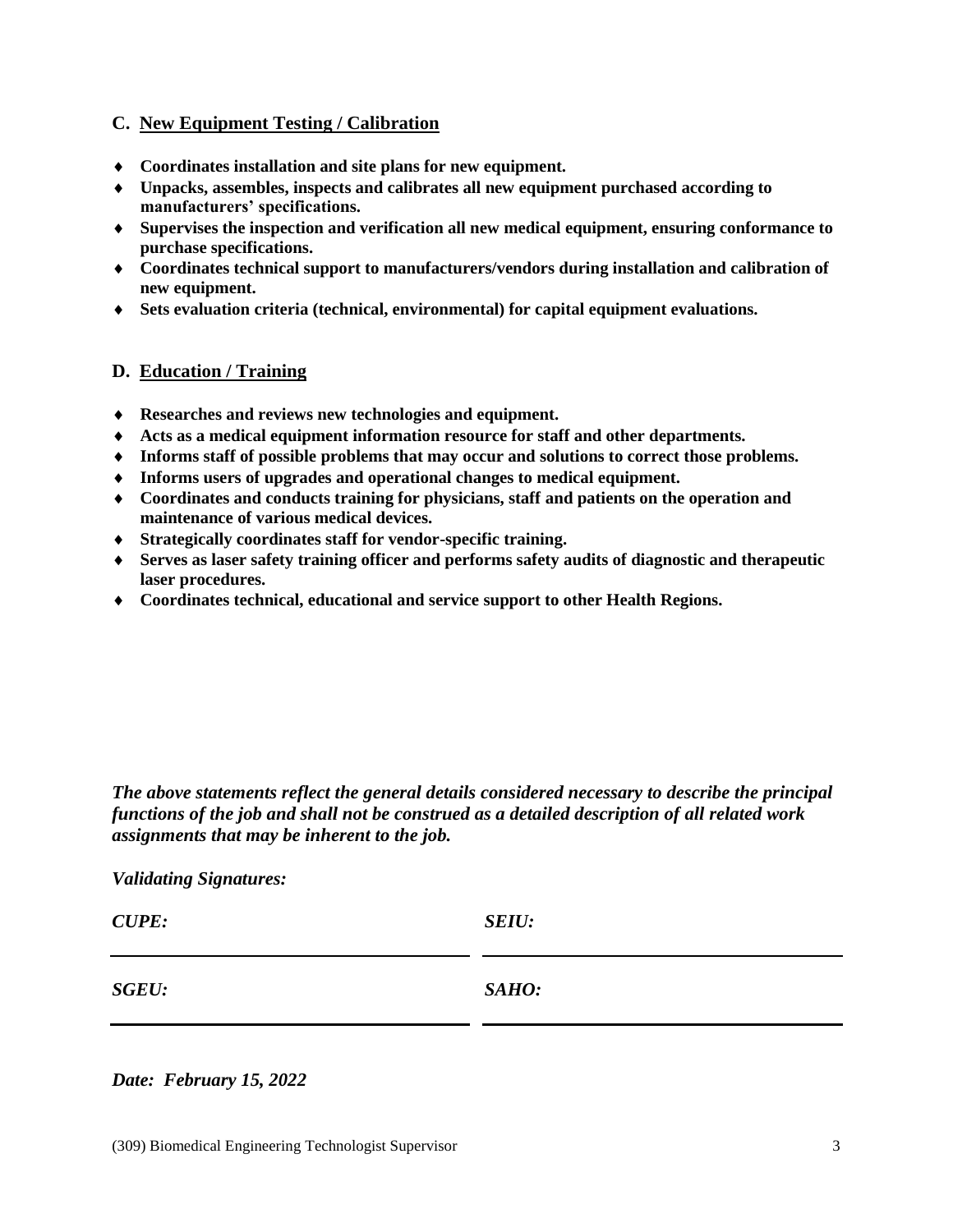### C. New Equipment Testing / Calibration

- **Coordinates installation and site plans for new equipment.**
- **Unpacks, assembles, inspects and calibrates all new equipment purchased according to manufacturers' specifications.**
- **Supervises the inspection and verification all new medical equipment, ensuring conformance to purchase specifications.**
- **Coordinates technical support to manufacturers/vendors during installation and calibration of new equipment.**
- **Sets evaluation criteria (technical, environmental) for capital equipment evaluations.**

### D. Education / Training

- **Researches and reviews new technologies and equipment.**
- **Acts as a medical equipment information resource for staff and other departments.**
- **Informs staff of possible problems that may occur and solutions to correct those problems.**
- **Informs users of upgrades and operational changes to medical equipment.**
- **Coordinates and conducts training for physicians, staff and patients on the operation and maintenance of various medical devices.**
- **Strategically coordinates staff for vendor-specific training.**
- **Serves as laser safety training officer and performs safety audits of diagnostic and therapeutic laser procedures.**
- **Coordinates technical, educational and service support to other Health Regions.**

***The above statements reflect the general details considered necessary to describe the principal functions of the job and shall not be construed as a detailed description of all related work assignments that may be inherent to the job.***

***Validating Signatures:***

| | |
|---|---|
| ***CUPE:*** | ***SEIU:*** |
| ***SGEU:*** | ***SAHO:*** |

***Date: February 15, 2022***